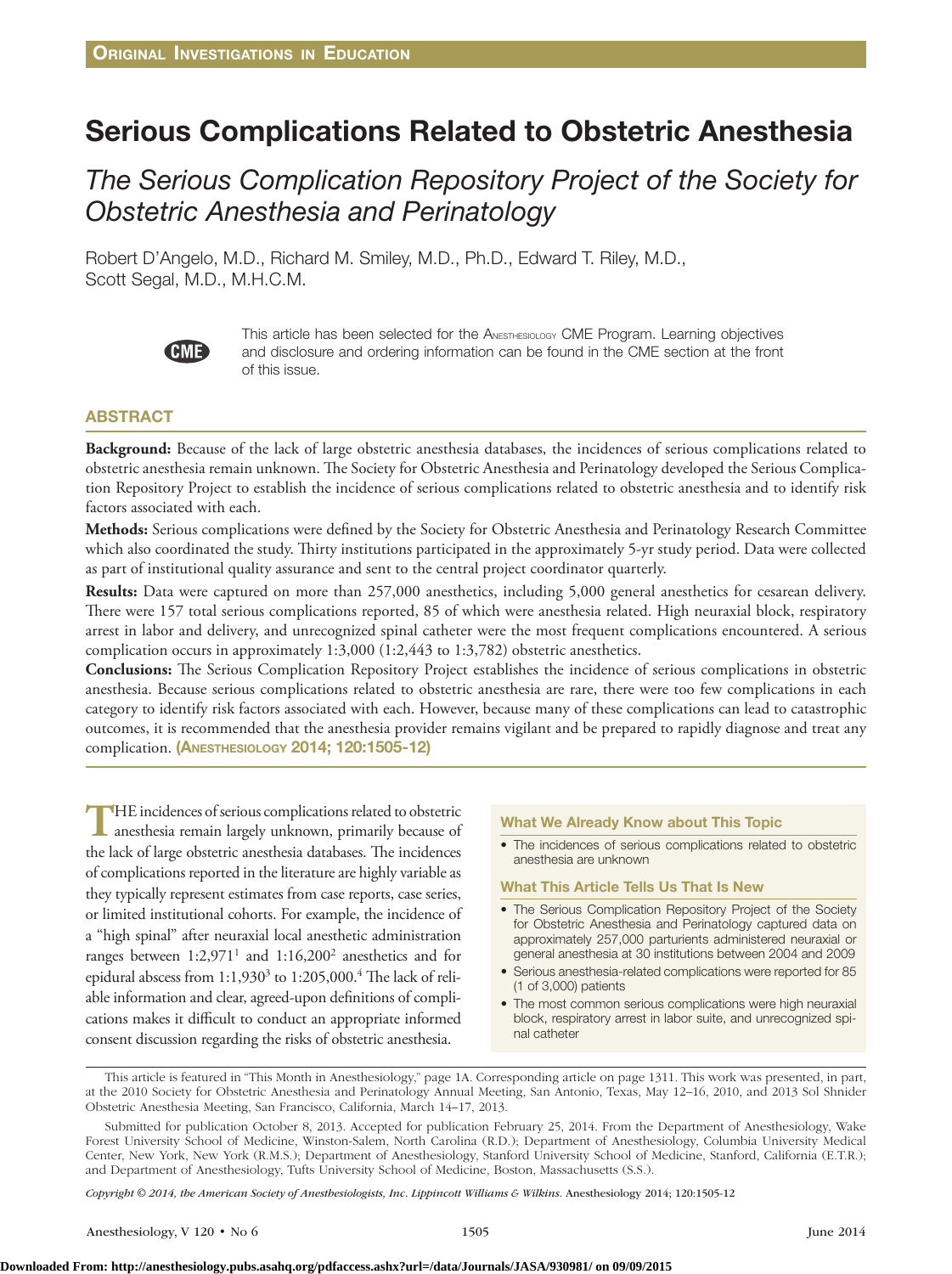# Serious Complications Related to Obstetric Anesthesia

## *The Serious Complication Repository Project of the Society for Obstetric Anesthesia and Perinatology*

Robert D'Angelo, M.D., Richard M. Smiley, M.D., Ph.D., Edward T. Riley, M.D., Scott Segal, M.D., M.H.C.M.

This article has been selected for the Anesthesiology CME Program. Learning objectives and disclosure and ordering information can be found in the CME section at the front of this issue.

## ABSTRACT

**Background:** Because of the lack of large obstetric anesthesia databases, the incidences of serious complications related to obstetric anesthesia remain unknown. The Society for Obstetric Anesthesia and Perinatology developed the Serious Complication Repository Project to establish the incidence of serious complications related to obstetric anesthesia and to identify risk factors associated with each.

**Methods:** Serious complications were defined by the Society for Obstetric Anesthesia and Perinatology Research Committee which also coordinated the study. Thirty institutions participated in the approximately 5-yr study period. Data were collected as part of institutional quality assurance and sent to the central project coordinator quarterly.

**Results:** Data were captured on more than 257,000 anesthetics, including 5,000 general anesthetics for cesarean delivery. There were 157 total serious complications reported, 85 of which were anesthesia related. High neuraxial block, respiratory arrest in labor and delivery, and unrecognized spinal catheter were the most frequent complications encountered. A serious complication occurs in approximately 1:3,000 (1:2,443 to 1:3,782) obstetric anesthetics.

**Conclusions:** The Serious Complication Repository Project establishes the incidence of serious complications in obstetric anesthesia. Because serious complications related to obstetric anesthesia are rare, there were too few complications in each category to identify risk factors associated with each. However, because many of these complications can lead to catastrophic outcomes, it is recommended that the anesthesia provider remains vigilant and be prepared to rapidly diagnose and treat any complication. **(Anesthesiology 2014; 120:1505-12)**

THE incidences of serious complications related to obstetric anesthesia remain largely unknown, primarily because of the lack of large obstetric anesthesia databases. The incidences of complications reported in the literature are highly variable as they typically represent estimates from case reports, case series, or limited institutional cohorts. For example, the incidence of a "high spinal" after neuraxial local anesthetic administration ranges between 1:2,971[1] and 1:16,200[2] anesthetics and for epidural abscess from 1:1,930[3] to 1:205,000.[4] The lack of reliable information and clear, agreed-upon definitions of complications makes it difficult to conduct an appropriate informed consent discussion regarding the risks of obstetric anesthesia.

### What We Already Know about This Topic

- The incidences of serious complications related to obstetric anesthesia are unknown

### What This Article Tells Us That Is New

- The Serious Complication Repository Project of the Society for Obstetric Anesthesia and Perinatology captured data on approximately 257,000 parturients administered neuraxial or general anesthesia at 30 institutions between 2004 and 2009
- Serious anesthesia-related complications were reported for 85 (1 of 3,000) patients
- The most common serious complications were high neuraxial block, respiratory arrest in labor suite, and unrecognized spinal catheter

This article is featured in "This Month in Anesthesiology," page 1A. Corresponding article on page 1311. This work was presented, in part, at the 2010 Society for Obstetric Anesthesia and Perinatology Annual Meeting, San Antonio, Texas, May 12–16, 2010, and 2013 Sol Shnider Obstetric Anesthesia Meeting, San Francisco, California, March 14–17, 2013.

Submitted for publication October 8, 2013. Accepted for publication February 25, 2014. From the Department of Anesthesiology, Wake Forest University School of Medicine, Winston-Salem, North Carolina (R.D.); Department of Anesthesiology, Columbia University Medical Center, New York, New York (R.M.S.); Department of Anesthesiology, Stanford University School of Medicine, Stanford, California (E.T.R.); and Department of Anesthesiology, Tufts University School of Medicine, Boston, Massachusetts (S.S.).

*Copyright © 2014, the American Society of Anesthesiologists, Inc. Lippincott Williams & Wilkins.* Anesthesiology 2014; 120:1505-12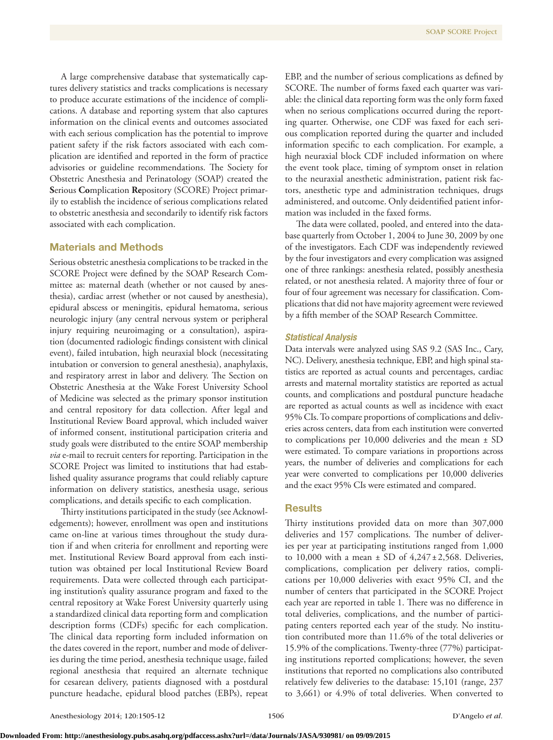A large comprehensive database that systematically captures delivery statistics and tracks complications is necessary to produce accurate estimations of the incidence of complications. A database and reporting system that also captures information on the clinical events and outcomes associated with each serious complication has the potential to improve patient safety if the risk factors associated with each complication are identified and reported in the form of practice advisories or guideline recommendations. The Society for Obstetric Anesthesia and Perinatology (SOAP) created the **S**erious **Co**mplication **Re**pository (SCORE) Project primarily to establish the incidence of serious complications related to obstetric anesthesia and secondarily to identify risk factors associated with each complication.

## Materials and Methods

Serious obstetric anesthesia complications to be tracked in the SCORE Project were defined by the SOAP Research Committee as: maternal death (whether or not caused by anesthesia), cardiac arrest (whether or not caused by anesthesia), epidural abscess or meningitis, epidural hematoma, serious neurologic injury (any central nervous system or peripheral injury requiring neuroimaging or a consultation), aspiration (documented radiologic findings consistent with clinical event), failed intubation, high neuraxial block (necessitating intubation or conversion to general anesthesia), anaphylaxis, and respiratory arrest in labor and delivery. The Section on Obstetric Anesthesia at the Wake Forest University School of Medicine was selected as the primary sponsor institution and central repository for data collection. After legal and Institutional Review Board approval, which included waiver of informed consent, institutional participation criteria and study goals were distributed to the entire SOAP membership *via* e-mail to recruit centers for reporting. Participation in the SCORE Project was limited to institutions that had established quality assurance programs that could reliably capture information on delivery statistics, anesthesia usage, serious complications, and details specific to each complication.

Thirty institutions participated in the study (see Acknowledgements); however, enrollment was open and institutions came on-line at various times throughout the study duration if and when criteria for enrollment and reporting were met. Institutional Review Board approval from each institution was obtained per local Institutional Review Board requirements. Data were collected through each participating institution's quality assurance program and faxed to the central repository at Wake Forest University quarterly using a standardized clinical data reporting form and complication description forms (CDFs) specific for each complication. The clinical data reporting form included information on the dates covered in the report, number and mode of deliveries during the time period, anesthesia technique usage, failed regional anesthesia that required an alternate technique for cesarean delivery, patients diagnosed with a postdural puncture headache, epidural blood patches (EBPs), repeat EBP, and the number of serious complications as defined by SCORE. The number of forms faxed each quarter was variable: the clinical data reporting form was the only form faxed when no serious complications occurred during the reporting quarter. Otherwise, one CDF was faxed for each serious complication reported during the quarter and included information specific to each complication. For example, a high neuraxial block CDF included information on where the event took place, timing of symptom onset in relation to the neuraxial anesthetic administration, patient risk factors, anesthetic type and administration techniques, drugs administered, and outcome. Only deidentified patient information was included in the faxed forms.

The data were collated, pooled, and entered into the database quarterly from October 1, 2004 to June 30, 2009 by one of the investigators. Each CDF was independently reviewed by the four investigators and every complication was assigned one of three rankings: anesthesia related, possibly anesthesia related, or not anesthesia related. A majority three of four or four of four agreement was necessary for classification. Complications that did not have majority agreement were reviewed by a fifth member of the SOAP Research Committee.

### *Statistical Analysis*

Data intervals were analyzed using SAS 9.2 (SAS Inc., Cary, NC). Delivery, anesthesia technique, EBP, and high spinal statistics are reported as actual counts and percentages, cardiac arrests and maternal mortality statistics are reported as actual counts, and complications and postdural puncture headache are reported as actual counts as well as incidence with exact 95% CIs. To compare proportions of complications and deliveries across centers, data from each institution were converted to complications per 10,000 deliveries and the mean ± SD were estimated. To compare variations in proportions across years, the number of deliveries and complications for each year were converted to complications per 10,000 deliveries and the exact 95% CIs were estimated and compared.

## Results

Thirty institutions provided data on more than 307,000 deliveries and 157 complications. The number of deliveries per year at participating institutions ranged from 1,000 to 10,000 with a mean ± SD of 4,247 ± 2,568. Deliveries, complications, complication per delivery ratios, complications per 10,000 deliveries with exact 95% CI, and the number of centers that participated in the SCORE Project each year are reported in table 1. There was no difference in total deliveries, complications, and the number of participating centers reported each year of the study. No institution contributed more than 11.6% of the total deliveries or 15.9% of the complications. Twenty-three (77%) participating institutions reported complications; however, the seven institutions that reported no complications also contributed relatively few deliveries to the database: 15,101 (range, 237 to 3,661) or 4.9% of total deliveries. When converted to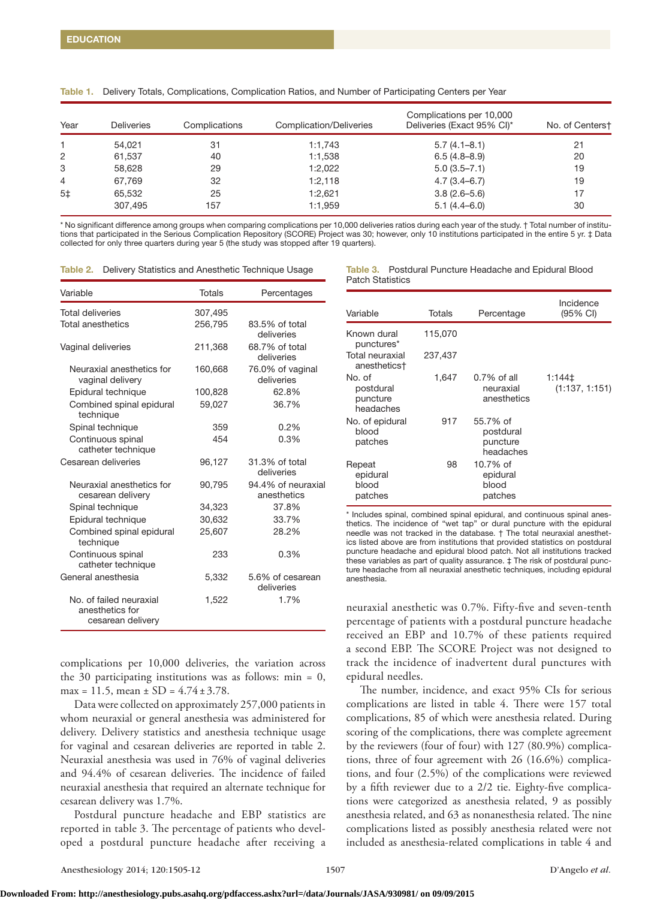Table 1. Delivery Totals, Complications, Complication Ratios, and Number of Participating Centers per Year

| Year | Deliveries | Complications | Complication/Deliveries | Complications per 10,000 Deliveries (Exact 95% CI)* | No. of Centers† |
|---|---|---|---|---|---|
| 1 | 54,021 | 31 | 1:1,743 | 5.7 (4.1–8.1) | 21 |
| 2 | 61,537 | 40 | 1:1,538 | 6.5 (4.8–8.9) | 20 |
| 3 | 58,628 | 29 | 1:2,022 | 5.0 (3.5–7.1) | 19 |
| 4 | 67,769 | 32 | 1:2,118 | 4.7 (3.4–6.7) | 19 |
| 5‡ | 65,532 | 25 | 1:2,621 | 3.8 (2.6–5.6) | 17 |
| | 307,495 | 157 | 1:1,959 | 5.1 (4.4–6.0) | 30 |

* No significant difference among groups when comparing complications per 10,000 deliveries ratios during each year of the study. † Total number of institutions that participated in the Serious Complication Repository (SCORE) Project was 30; however, only 10 institutions participated in the entire 5 yr. ‡ Data collected for only three quarters during year 5 (the study was stopped after 19 quarters).

Table 2. Delivery Statistics and Anesthetic Technique Usage

| Variable | Totals | Percentages |
|---|---|---|
| Total deliveries | 307,495 | |
| Total anesthetics | 256,795 | 83.5% of total deliveries |
| Vaginal deliveries | 211,368 | 68.7% of total deliveries |
| Neuraxial anesthetics for vaginal delivery | 160,668 | 76.0% of vaginal deliveries |
| Epidural technique | 100,828 | 62.8% |
| Combined spinal epidural technique | 59,027 | 36.7% |
| Spinal technique | 359 | 0.2% |
| Continuous spinal catheter technique | 454 | 0.3% |
| Cesarean deliveries | 96,127 | 31.3% of total deliveries |
| Neuraxial anesthetics for cesarean delivery | 90,795 | 94.4% of neuraxial anesthetics |
| Spinal technique | 34,323 | 37.8% |
| Epidural technique | 30,632 | 33.7% |
| Combined spinal epidural technique | 25,607 | 28.2% |
| Continuous spinal catheter technique | 233 | 0.3% |
| General anesthesia | 5,332 | 5.6% of cesarean deliveries |
| No. of failed neuraxial anesthetics for cesarean delivery | 1,522 | 1.7% |

Table 3. Postdural Puncture Headache and Epidural Blood Patch Statistics

| Variable | Totals | Percentage | Incidence (95% CI) |
|---|---|---|---|
| Known dural punctures* | 115,070 | | |
| Total neuraxial anesthetics† | 237,437 | | |
| No. of postdural puncture headaches | 1,647 | 0.7% of all neuraxial anesthetics | 1:144‡ (1:137, 1:151) |
| No. of epidural blood patches | 917 | 55.7% of postdural puncture headaches | |
| Repeat epidural blood patches | 98 | 10.7% of epidural blood patches | |

* Includes spinal, combined spinal epidural, and continuous spinal anesthetics. The incidence of "wet tap" or dural puncture with the epidural needle was not tracked in the database. † The total neuraxial anesthetics listed above are from institutions that provided statistics on postdural puncture headache and epidural blood patch. Not all institutions tracked these variables as part of quality assurance. ‡ The risk of postdural puncture headache from all neuraxial anesthetic techniques, including epidural anesthesia.

complications per 10,000 deliveries, the variation across the 30 participating institutions was as follows: min = 0, max = 11.5, mean ± SD = 4.74 ± 3.78.

Data were collected on approximately 257,000 patients in whom neuraxial or general anesthesia was administered for delivery. Delivery statistics and anesthesia technique usage for vaginal and cesarean deliveries are reported in table 2. Neuraxial anesthesia was used in 76% of vaginal deliveries and 94.4% of cesarean deliveries. The incidence of failed neuraxial anesthesia that required an alternate technique for cesarean delivery was 1.7%.

Postdural puncture headache and EBP statistics are reported in table 3. The percentage of patients who developed a postdural puncture headache after receiving a neuraxial anesthetic was 0.7%. Fifty-five and seven-tenth percentage of patients with a postdural puncture headache received an EBP and 10.7% of these patients required a second EBP. The SCORE Project was not designed to track the incidence of inadvertent dural punctures with epidural needles.

The number, incidence, and exact 95% CIs for serious complications are listed in table 4. There were 157 total complications, 85 of which were anesthesia related. During scoring of the complications, there was complete agreement by the reviewers (four of four) with 127 (80.9%) complications, three of four agreement with 26 (16.6%) complications, and four (2.5%) of the complications were reviewed by a fifth reviewer due to a 2/2 tie. Eighty-five complications were categorized as anesthesia related, 9 as possibly anesthesia related, and 63 as nonanesthesia related. The nine complications listed as possibly anesthesia related were not included as anesthesia-related complications in table 4 and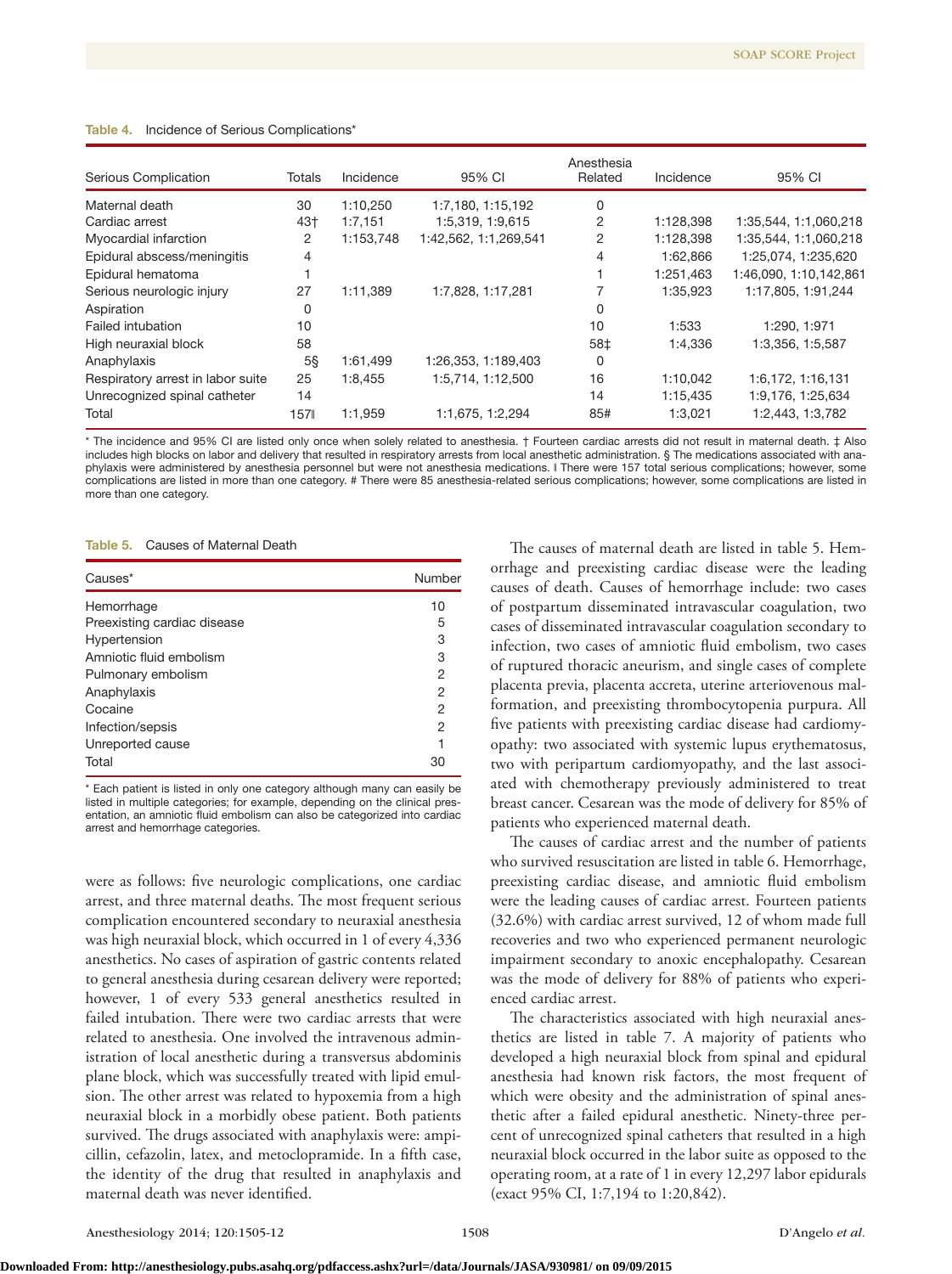**Table 4.** Incidence of Serious Complications*

| Serious Complication | Totals | Incidence | 95% CI | Anesthesia Related | Incidence | 95% CI |
|---|---|---|---|---|---|---|
| Maternal death | 30 | 1:10,250 | 1:7,180, 1:15,192 | 0 | | |
| Cardiac arrest | 43† | 1:7,151 | 1:5,319, 1:9,615 | 2 | 1:128,398 | 1:35,544, 1:1,060,218 |
| Myocardial infarction | 2 | 1:153,748 | 1:42,562, 1:1,269,541 | 2 | 1:128,398 | 1:35,544, 1:1,060,218 |
| Epidural abscess/meningitis | 4 | | | 4 | 1:62,866 | 1:25,074, 1:235,620 |
| Epidural hematoma | 1 | | | 1 | 1:251,463 | 1:46,090, 1:10,142,861 |
| Serious neurologic injury | 27 | 1:11,389 | 1:7,828, 1:17,281 | 7 | 1:35,923 | 1:17,805, 1:91,244 |
| Aspiration | 0 | | | 0 | | |
| Failed intubation | 10 | | | 10 | 1:533 | 1:290, 1:971 |
| High neuraxial block | 58 | | | 58‡ | 1:4,336 | 1:3,356, 1:5,587 |
| Anaphylaxis | 5§ | 1:61,499 | 1:26,353, 1:189,403 | 0 | | |
| Respiratory arrest in labor suite | 25 | 1:8,455 | 1:5,714, 1:12,500 | 16 | 1:10,042 | 1:6,172, 1:16,131 |
| Unrecognized spinal catheter | 14 | | | 14 | 1:15,435 | 1:9,176, 1:25,634 |
| Total | 157‖ | 1:1,959 | 1:1,675, 1:2,294 | 85# | 1:3,021 | 1:2,443, 1:3,782 |

* The incidence and 95% CI are listed only once when solely related to anesthesia. † Fourteen cardiac arrests did not result in maternal death. ‡ Also includes high blocks on labor and delivery that resulted in respiratory arrests from local anesthetic administration. § The medications associated with anaphylaxis were administered by anesthesia personnel but were not anesthesia medications. ‖ There were 157 total serious complications; however, some complications are listed in more than one category. # There were 85 anesthesia-related serious complications; however, some complications are listed in more than one category.

**Table 5.** Causes of Maternal Death

| Causes* | Number |
|---|---|
| Hemorrhage | 10 |
| Preexisting cardiac disease | 5 |
| Hypertension | 3 |
| Amniotic fluid embolism | 3 |
| Pulmonary embolism | 2 |
| Anaphylaxis | 2 |
| Cocaine | 2 |
| Infection/sepsis | 2 |
| Unreported cause | 1 |
| Total | 30 |

* Each patient is listed in only one category although many can easily be listed in multiple categories; for example, depending on the clinical presentation, an amniotic fluid embolism can also be categorized into cardiac arrest and hemorrhage categories.

were as follows: five neurologic complications, one cardiac arrest, and three maternal deaths. The most frequent serious complication encountered secondary to neuraxial anesthesia was high neuraxial block, which occurred in 1 of every 4,336 anesthetics. No cases of aspiration of gastric contents related to general anesthesia during cesarean delivery were reported; however, 1 of every 533 general anesthetics resulted in failed intubation. There were two cardiac arrests that were related to anesthesia. One involved the intravenous administration of local anesthetic during a transversus abdominis plane block, which was successfully treated with lipid emulsion. The other arrest was related to hypoxemia from a high neuraxial block in a morbidly obese patient. Both patients survived. The drugs associated with anaphylaxis were: ampicillin, cefazolin, latex, and metoclopramide. In a fifth case, the identity of the drug that resulted in anaphylaxis and maternal death was never identified.

The causes of maternal death are listed in table 5. Hemorrhage and preexisting cardiac disease were the leading causes of death. Causes of hemorrhage include: two cases of postpartum disseminated intravascular coagulation, two cases of disseminated intravascular coagulation secondary to infection, two cases of amniotic fluid embolism, two cases of ruptured thoracic aneurism, and single cases of complete placenta previa, placenta accreta, uterine arteriovenous malformation, and preexisting thrombocytopenia purpura. All five patients with preexisting cardiac disease had cardiomyopathy: two associated with systemic lupus erythematosus, two with peripartum cardiomyopathy, and the last associated with chemotherapy previously administered to treat breast cancer. Cesarean was the mode of delivery for 85% of patients who experienced maternal death.

The causes of cardiac arrest and the number of patients who survived resuscitation are listed in table 6. Hemorrhage, preexisting cardiac disease, and amniotic fluid embolism were the leading causes of cardiac arrest. Fourteen patients (32.6%) with cardiac arrest survived, 12 of whom made full recoveries and two who experienced permanent neurologic impairment secondary to anoxic encephalopathy. Cesarean was the mode of delivery for 88% of patients who experienced cardiac arrest.

The characteristics associated with high neuraxial anesthetics are listed in table 7. A majority of patients who developed a high neuraxial block from spinal and epidural anesthesia had known risk factors, the most frequent of which were obesity and the administration of spinal anesthetic after a failed epidural anesthetic. Ninety-three percent of unrecognized spinal catheters that resulted in a high neuraxial block occurred in the labor suite as opposed to the operating room, at a rate of 1 in every 12,297 labor epidurals (exact 95% CI, 1:7,194 to 1:20,842).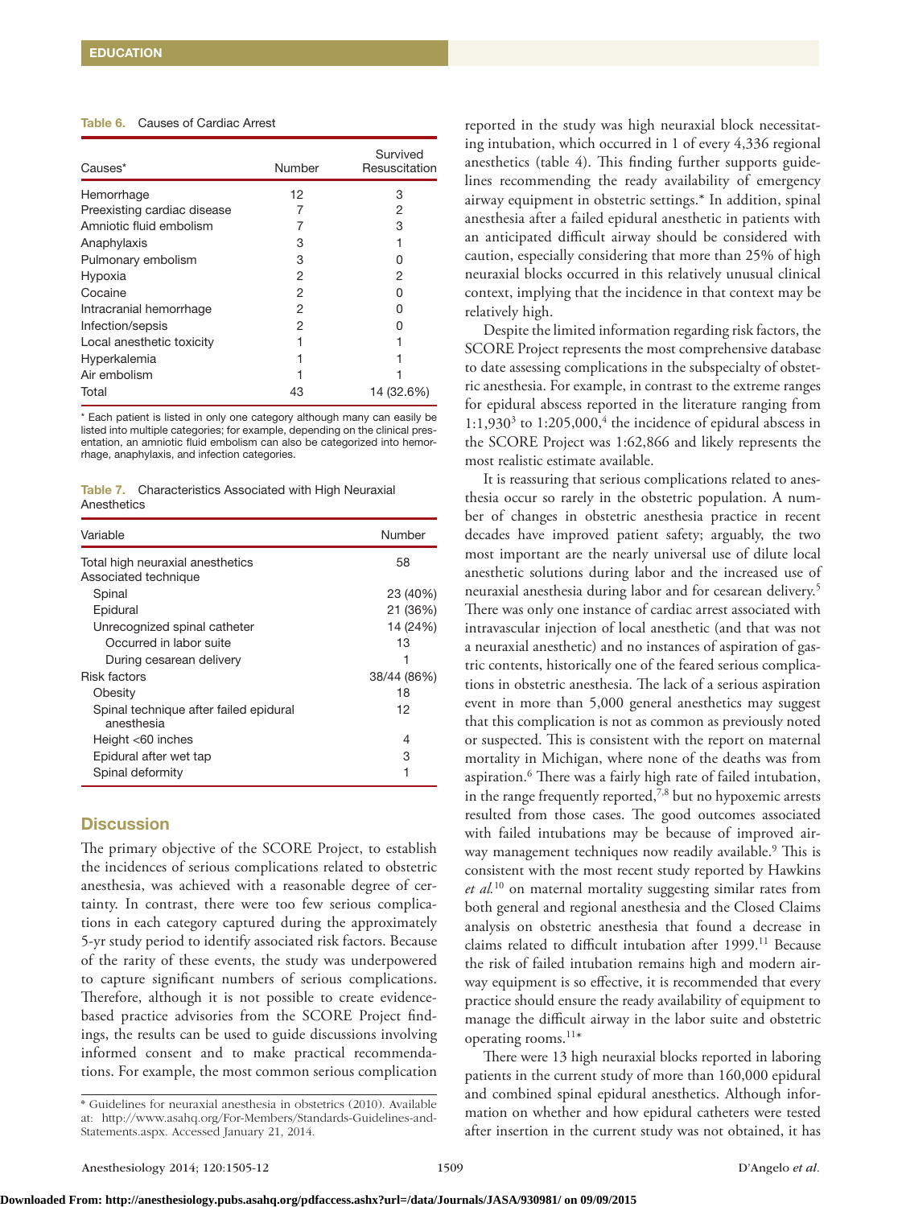**Table 6.** Causes of Cardiac Arrest

| Causes* | Number | Survived Resuscitation |
|---|---|---|
| Hemorrhage | 12 | 3 |
| Preexisting cardiac disease | 7 | 2 |
| Amniotic fluid embolism | 7 | 3 |
| Anaphylaxis | 3 | 1 |
| Pulmonary embolism | 3 | 0 |
| Hypoxia | 2 | 2 |
| Cocaine | 2 | 0 |
| Intracranial hemorrhage | 2 | 0 |
| Infection/sepsis | 2 | 0 |
| Local anesthetic toxicity | 1 | 1 |
| Hyperkalemia | 1 | 1 |
| Air embolism | 1 | 1 |
| Total | 43 | 14 (32.6%) |

* Each patient is listed in only one category although many can easily be listed into multiple categories; for example, depending on the clinical presentation, an amniotic fluid embolism can also be categorized into hemorrhage, anaphylaxis, and infection categories.

**Table 7.** Characteristics Associated with High Neuraxial Anesthetics

| Variable | Number |
|---|---|
| Total high neuraxial anesthetics | 58 |
| Associated technique | |
| Spinal | 23 (40%) |
| Epidural | 21 (36%) |
| Unrecognized spinal catheter | 14 (24%) |
| Occurred in labor suite | 13 |
| During cesarean delivery | 1 |
| Risk factors | 38/44 (86%) |
| Obesity | 18 |
| Spinal technique after failed epidural anesthesia | 12 |
| Height <60 inches | 4 |
| Epidural after wet tap | 3 |
| Spinal deformity | 1 |

## Discussion

The primary objective of the SCORE Project, to establish the incidences of serious complications related to obstetric anesthesia, was achieved with a reasonable degree of certainty. In contrast, there were too few serious complications in each category captured during the approximately 5-yr study period to identify associated risk factors. Because of the rarity of these events, the study was underpowered to capture significant numbers of serious complications. Therefore, although it is not possible to create evidence-based practice advisories from the SCORE Project findings, the results can be used to guide discussions involving informed consent and to make practical recommendations. For example, the most common serious complication reported in the study was high neuraxial block necessitating intubation, which occurred in 1 of every 4,336 regional anesthetics (table 4). This finding further supports guidelines recommending the ready availability of emergency airway equipment in obstetric settings.* In addition, spinal anesthesia after a failed epidural anesthetic in patients with an anticipated difficult airway should be considered with caution, especially considering that more than 25% of high neuraxial blocks occurred in this relatively unusual clinical context, implying that the incidence in that context may be relatively high.

Despite the limited information regarding risk factors, the SCORE Project represents the most comprehensive database to date assessing complications in the subspecialty of obstetric anesthesia. For example, in contrast to the extreme ranges for epidural abscess reported in the literature ranging from 1:1,930[3] to 1:205,000,[4] the incidence of epidural abscess in the SCORE Project was 1:62,866 and likely represents the most realistic estimate available.

It is reassuring that serious complications related to anesthesia occur so rarely in the obstetric population. A number of changes in obstetric anesthesia practice in recent decades have improved patient safety; arguably, the two most important are the nearly universal use of dilute local anesthetic solutions during labor and the increased use of neuraxial anesthesia during labor and for cesarean delivery.[5] There was only one instance of cardiac arrest associated with intravascular injection of local anesthetic (and that was not a neuraxial anesthetic) and no instances of aspiration of gastric contents, historically one of the feared serious complications in obstetric anesthesia. The lack of a serious aspiration event in more than 5,000 general anesthetics may suggest that this complication is not as common as previously noted or suspected. This is consistent with the report on maternal mortality in Michigan, where none of the deaths was from aspiration.[6] There was a fairly high rate of failed intubation, in the range frequently reported,[7,8] but no hypoxemic arrests resulted from those cases. The good outcomes associated with failed intubations may be because of improved airway management techniques now readily available.[9] This is consistent with the most recent study reported by Hawkins *et al.*[10] on maternal mortality suggesting similar rates from both general and regional anesthesia and the Closed Claims analysis on obstetric anesthesia that found a decrease in claims related to difficult intubation after 1999.[11] Because the risk of failed intubation remains high and modern airway equipment is so effective, it is recommended that every practice should ensure the ready availability of equipment to manage the difficult airway in the labor suite and obstetric operating rooms.[11]*

There were 13 high neuraxial blocks reported in laboring patients in the current study of more than 160,000 epidural and combined spinal epidural anesthetics. Although information on whether and how epidural catheters were tested after insertion in the current study was not obtained, it has

* Guidelines for neuraxial anesthesia in obstetrics (2010). Available at: http://www.asahq.org/For-Members/Standards-Guidelines-and-Statements.aspx. Accessed January 21, 2014.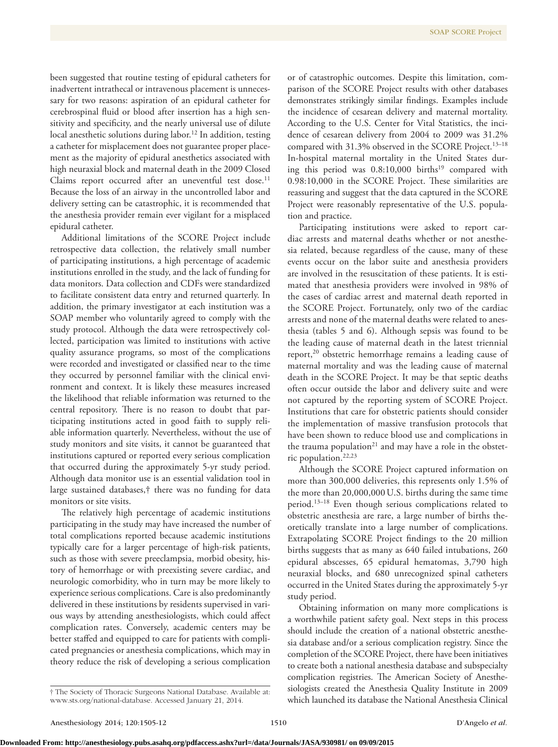been suggested that routine testing of epidural catheters for inadvertent intrathecal or intravenous placement is unnecessary for two reasons: aspiration of an epidural catheter for cerebrospinal fluid or blood after insertion has a high sensitivity and specificity, and the nearly universal use of dilute local anesthetic solutions during labor.[12] In addition, testing a catheter for misplacement does not guarantee proper placement as the majority of epidural anesthetics associated with high neuraxial block and maternal death in the 2009 Closed Claims report occurred after an uneventful test dose.[11] Because the loss of an airway in the uncontrolled labor and delivery setting can be catastrophic, it is recommended that the anesthesia provider remain ever vigilant for a misplaced epidural catheter.

Additional limitations of the SCORE Project include retrospective data collection, the relatively small number of participating institutions, a high percentage of academic institutions enrolled in the study, and the lack of funding for data monitors. Data collection and CDFs were standardized to facilitate consistent data entry and returned quarterly. In addition, the primary investigator at each institution was a SOAP member who voluntarily agreed to comply with the study protocol. Although the data were retrospectively collected, participation was limited to institutions with active quality assurance programs, so most of the complications were recorded and investigated or classified near to the time they occurred by personnel familiar with the clinical environment and context. It is likely these measures increased the likelihood that reliable information was returned to the central repository. There is no reason to doubt that participating institutions acted in good faith to supply reliable information quarterly. Nevertheless, without the use of study monitors and site visits, it cannot be guaranteed that institutions captured or reported every serious complication that occurred during the approximately 5-yr study period. Although data monitor use is an essential validation tool in large sustained databases,† there was no funding for data monitors or site visits.

The relatively high percentage of academic institutions participating in the study may have increased the number of total complications reported because academic institutions typically care for a larger percentage of high-risk patients, such as those with severe preeclampsia, morbid obesity, history of hemorrhage or with preexisting severe cardiac, and neurologic comorbidity, who in turn may be more likely to experience serious complications. Care is also predominantly delivered in these institutions by residents supervised in various ways by attending anesthesiologists, which could affect complication rates. Conversely, academic centers may be better staffed and equipped to care for patients with complicated pregnancies or anesthesia complications, which may in theory reduce the risk of developing a serious complication or of catastrophic outcomes. Despite this limitation, comparison of the SCORE Project results with other databases demonstrates strikingly similar findings. Examples include the incidence of cesarean delivery and maternal mortality. According to the U.S. Center for Vital Statistics, the incidence of cesarean delivery from 2004 to 2009 was 31.2% compared with 31.3% observed in the SCORE Project.[13–18] In-hospital maternal mortality in the United States during this period was 0.8:10,000 births[19] compared with 0.98:10,000 in the SCORE Project. These similarities are reassuring and suggest that the data captured in the SCORE Project were reasonably representative of the U.S. population and practice.

Participating institutions were asked to report cardiac arrests and maternal deaths whether or not anesthesia related, because regardless of the cause, many of these events occur on the labor suite and anesthesia providers are involved in the resuscitation of these patients. It is estimated that anesthesia providers were involved in 98% of the cases of cardiac arrest and maternal death reported in the SCORE Project. Fortunately, only two of the cardiac arrests and none of the maternal deaths were related to anesthesia (tables 5 and 6). Although sepsis was found to be the leading cause of maternal death in the latest triennial report,[20] obstetric hemorrhage remains a leading cause of maternal mortality and was the leading cause of maternal death in the SCORE Project. It may be that septic deaths often occur outside the labor and delivery suite and were not captured by the reporting system of SCORE Project. Institutions that care for obstetric patients should consider the implementation of massive transfusion protocols that have been shown to reduce blood use and complications in the trauma population[21] and may have a role in the obstetric population.[22,23]

Although the SCORE Project captured information on more than 300,000 deliveries, this represents only 1.5% of the more than 20,000,000 U.S. births during the same time period.[13–18] Even though serious complications related to obstetric anesthesia are rare, a large number of births theoretically translate into a large number of complications. Extrapolating SCORE Project findings to the 20 million births suggests that as many as 640 failed intubations, 260 epidural abscesses, 65 epidural hematomas, 3,790 high neuraxial blocks, and 680 unrecognized spinal catheters occurred in the United States during the approximately 5-yr study period.

Obtaining information on many more complications is a worthwhile patient safety goal. Next steps in this process should include the creation of a national obstetric anesthesia database and/or a serious complication registry. Since the completion of the SCORE Project, there have been initiatives to create both a national anesthesia database and subspecialty complication registries. The American Society of Anesthesiologists created the Anesthesia Quality Institute in 2009 which launched its database the National Anesthesia Clinical

† The Society of Thoracic Surgeons National Database. Available at: www.sts.org/national-database. Accessed January 21, 2014.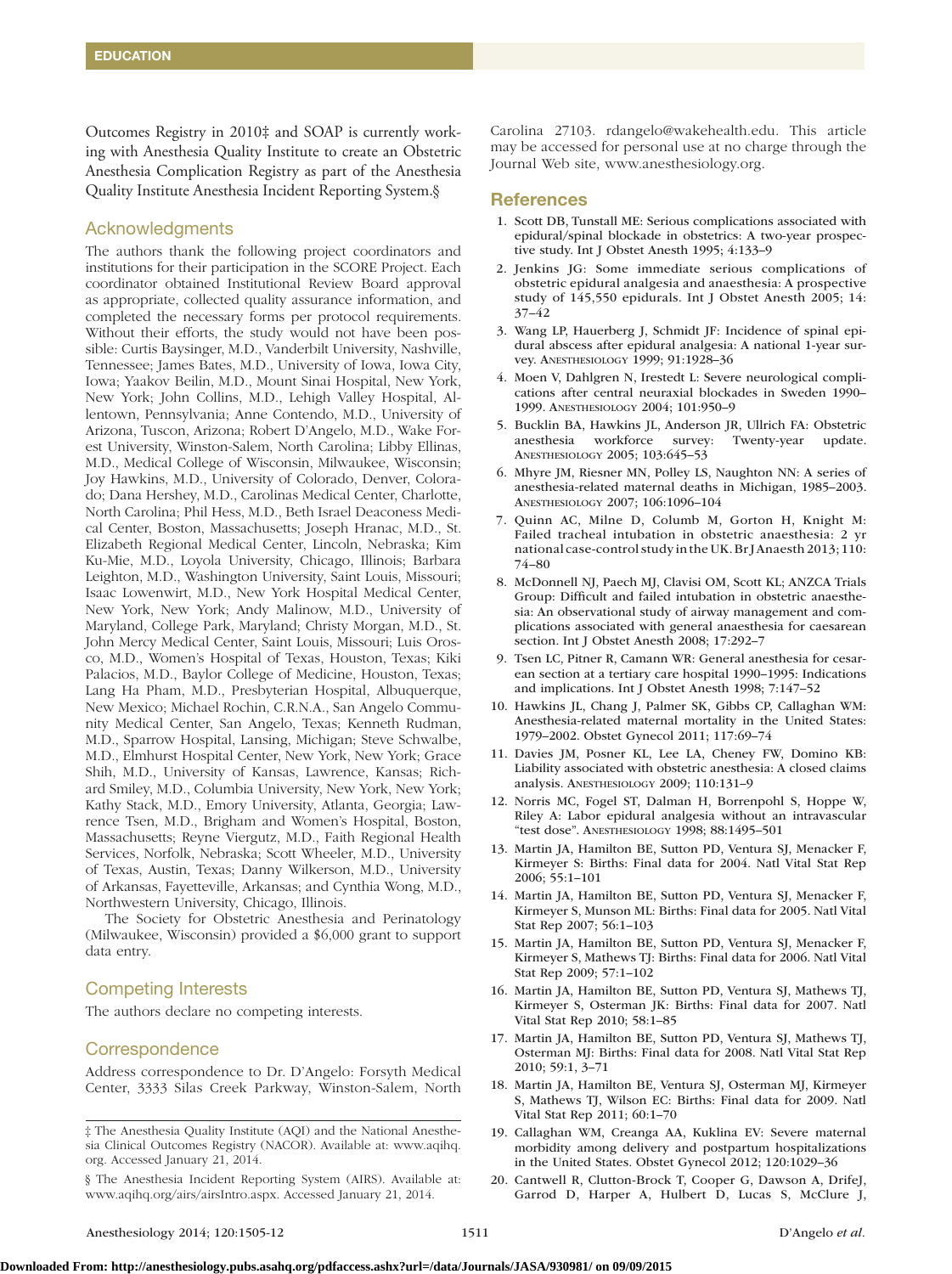Outcomes Registry in 2010‡ and SOAP is currently working with Anesthesia Quality Institute to create an Obstetric Anesthesia Complication Registry as part of the Anesthesia Quality Institute Anesthesia Incident Reporting System.§

## Acknowledgments

The authors thank the following project coordinators and institutions for their participation in the SCORE Project. Each coordinator obtained Institutional Review Board approval as appropriate, collected quality assurance information, and completed the necessary forms per protocol requirements. Without their efforts, the study would not have been possible: Curtis Baysinger, M.D., Vanderbilt University, Nashville, Tennessee; James Bates, M.D., University of Iowa, Iowa City, Iowa; Yaakov Beilin, M.D., Mount Sinai Hospital, New York, New York; John Collins, M.D., Lehigh Valley Hospital, Allentown, Pennsylvania; Anne Contendo, M.D., University of Arizona, Tuscon, Arizona; Robert D'Angelo, M.D., Wake Forest University, Winston-Salem, North Carolina; Libby Ellinas, M.D., Medical College of Wisconsin, Milwaukee, Wisconsin; Joy Hawkins, M.D., University of Colorado, Denver, Colorado; Dana Hershey, M.D., Carolinas Medical Center, Charlotte, North Carolina; Phil Hess, M.D., Beth Israel Deaconess Medical Center, Boston, Massachusetts; Joseph Hranac, M.D., St. Elizabeth Regional Medical Center, Lincoln, Nebraska; Kim Ku-Mie, M.D., Loyola University, Chicago, Illinois; Barbara Leighton, M.D., Washington University, Saint Louis, Missouri; Isaac Lowenwirt, M.D., New York Hospital Medical Center, New York, New York; Andy Malinow, M.D., University of Maryland, College Park, Maryland; Christy Morgan, M.D., St. John Mercy Medical Center, Saint Louis, Missouri; Luis Orosco, M.D., Women's Hospital of Texas, Houston, Texas; Kiki Palacios, M.D., Baylor College of Medicine, Houston, Texas; Lang Ha Pham, M.D., Presbyterian Hospital, Albuquerque, New Mexico; Michael Rochin, C.R.N.A., San Angelo Community Medical Center, San Angelo, Texas; Kenneth Rudman, M.D., Sparrow Hospital, Lansing, Michigan; Steve Schwalbe, M.D., Elmhurst Hospital Center, New York, New York; Grace Shih, M.D., University of Kansas, Lawrence, Kansas; Richard Smiley, M.D., Columbia University, New York, New York; Kathy Stack, M.D., Emory University, Atlanta, Georgia; Lawrence Tsen, M.D., Brigham and Women's Hospital, Boston, Massachusetts; Reyne Viergutz, M.D., Faith Regional Health Services, Norfolk, Nebraska; Scott Wheeler, M.D., University of Texas, Austin, Texas; Danny Wilkerson, M.D., University of Arkansas, Fayetteville, Arkansas; and Cynthia Wong, M.D., Northwestern University, Chicago, Illinois.

The Society for Obstetric Anesthesia and Perinatology (Milwaukee, Wisconsin) provided a $6,000 grant to support data entry.

## Competing Interests

The authors declare no competing interests.

## Correspondence

Address correspondence to Dr. D'Angelo: Forsyth Medical Center, 3333 Silas Creek Parkway, Winston-Salem, North Carolina 27103. rdangelo@wakehealth.edu. This article may be accessed for personal use at no charge through the Journal Web site, www.anesthesiology.org.

‡ The Anesthesia Quality Institute (AQI) and the National Anesthesia Clinical Outcomes Registry (NACOR). Available at: www.aqihq.org. Accessed January 21, 2014.

§ The Anesthesia Incident Reporting System (AIRS). Available at: www.aqihq.org/airs/airsIntro.aspx. Accessed January 21, 2014.

## References

1. Scott DB, Tunstall ME: Serious complications associated with epidural/spinal blockade in obstetrics: A two-year prospective study. Int J Obstet Anesth 1995; 4:133–9
2. Jenkins JG: Some immediate serious complications of obstetric epidural analgesia and anaesthesia: A prospective study of 145,550 epidurals. Int J Obstet Anesth 2005; 14:37–42
3. Wang LP, Hauerberg J, Schmidt JF: Incidence of spinal epidural abscess after epidural analgesia: A national 1-year survey. Anesthesiology 1999; 91:1928–36
4. Moen V, Dahlgren N, Irestedt L: Severe neurological complications after central neuraxial blockades in Sweden 1990–1999. Anesthesiology 2004; 101:950–9
5. Bucklin BA, Hawkins JL, Anderson JR, Ullrich FA: Obstetric anesthesia workforce survey: Twenty-year update. Anesthesiology 2005; 103:645–53
6. Mhyre JM, Riesner MN, Polley LS, Naughton NN: A series of anesthesia-related maternal deaths in Michigan, 1985–2003. Anesthesiology 2007; 106:1096–104
7. Quinn AC, Milne D, Columb M, Gorton H, Knight M: Failed tracheal intubation in obstetric anaesthesia: 2 yr national case-control study in the UK. Br J Anaesth 2013; 110:74–80
8. McDonnell NJ, Paech MJ, Clavisi OM, Scott KL; ANZCA Trials Group: Difficult and failed intubation in obstetric anaesthesia: An observational study of airway management and complications associated with general anaesthesia for caesarean section. Int J Obstet Anesth 2008; 17:292–7
9. Tsen LC, Pitner R, Camann WR: General anesthesia for cesarean section at a tertiary care hospital 1990–1995: Indications and implications. Int J Obstet Anesth 1998; 7:147–52
10. Hawkins JL, Chang J, Palmer SK, Gibbs CP, Callaghan WM: Anesthesia-related maternal mortality in the United States: 1979–2002. Obstet Gynecol 2011; 117:69–74
11. Davies JM, Posner KL, Lee LA, Cheney FW, Domino KB: Liability associated with obstetric anesthesia: A closed claims analysis. Anesthesiology 2009; 110:131–9
12. Norris MC, Fogel ST, Dalman H, Borrenpohl S, Hoppe W, Riley A: Labor epidural analgesia without an intravascular "test dose". Anesthesiology 1998; 88:1495–501
13. Martin JA, Hamilton BE, Sutton PD, Ventura SJ, Menacker F, Kirmeyer S: Births: Final data for 2004. Natl Vital Stat Rep 2006; 55:1–101
14. Martin JA, Hamilton BE, Sutton PD, Ventura SJ, Menacker F, Kirmeyer S, Munson ML: Births: Final data for 2005. Natl Vital Stat Rep 2007; 56:1–103
15. Martin JA, Hamilton BE, Sutton PD, Ventura SJ, Menacker F, Kirmeyer S, Mathews TJ: Births: Final data for 2006. Natl Vital Stat Rep 2009; 57:1–102
16. Martin JA, Hamilton BE, Sutton PD, Ventura SJ, Mathews TJ, Kirmeyer S, Osterman JK: Births: Final data for 2007. Natl Vital Stat Rep 2010; 58:1–85
17. Martin JA, Hamilton BE, Sutton PD, Ventura SJ, Mathews TJ, Osterman MJ: Births: Final data for 2008. Natl Vital Stat Rep 2010; 59:1, 3–71
18. Martin JA, Hamilton BE, Ventura SJ, Osterman MJ, Kirmeyer S, Mathews TJ, Wilson EC: Births: Final data for 2009. Natl Vital Stat Rep 2011; 60:1–70
19. Callaghan WM, Creanga AA, Kuklina EV: Severe maternal morbidity among delivery and postpartum hospitalizations in the United States. Obstet Gynecol 2012; 120:1029–36
20. Cantwell R, Clutton-Brock T, Cooper G, Dawson A, DrifeJ, Garrod D, Harper A, Hulbert D, Lucas S, McClure J,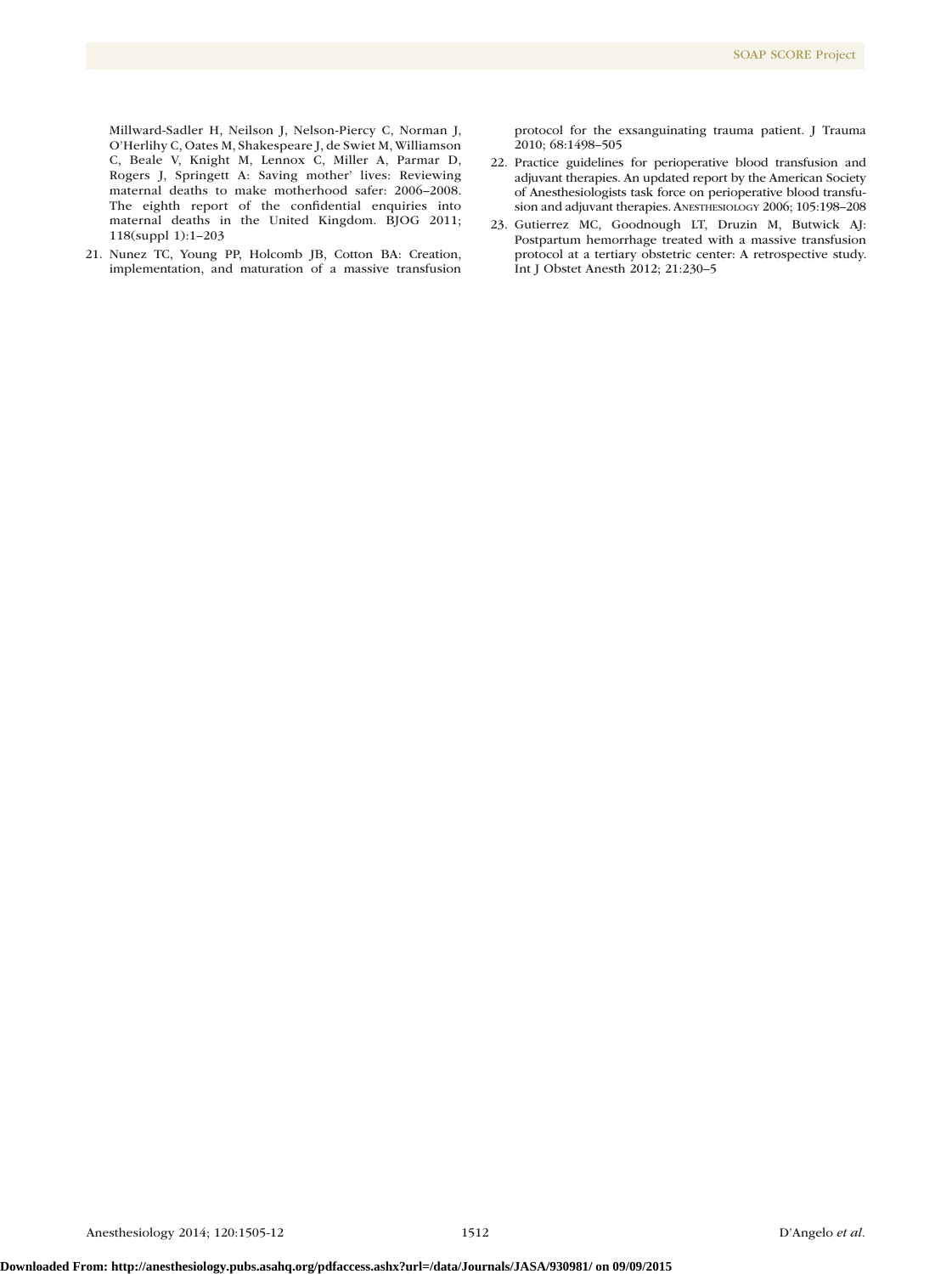Millward-Sadler H, Neilson J, Nelson-Piercy C, Norman J, O'Herlihy C, Oates M, Shakespeare J, de Swiet M, Williamson C, Beale V, Knight M, Lennox C, Miller A, Parmar D, Rogers J, Springett A: Saving mother' lives: Reviewing maternal deaths to make motherhood safer: 2006–2008. The eighth report of the confidential enquiries into maternal deaths in the United Kingdom. BJOG 2011; 118(suppl 1):1–203

21. Nunez TC, Young PP, Holcomb JB, Cotton BA: Creation, implementation, and maturation of a massive transfusion protocol for the exsanguinating trauma patient. J Trauma 2010; 68:1498–505
22. Practice guidelines for perioperative blood transfusion and adjuvant therapies. An updated report by the American Society of Anesthesiologists task force on perioperative blood transfusion and adjuvant therapies. Anesthesiology 2006; 105:198–208
23. Gutierrez MC, Goodnough LT, Druzin M, Butwick AJ: Postpartum hemorrhage treated with a massive transfusion protocol at a tertiary obstetric center: A retrospective study. Int J Obstet Anesth 2012; 21:230–5